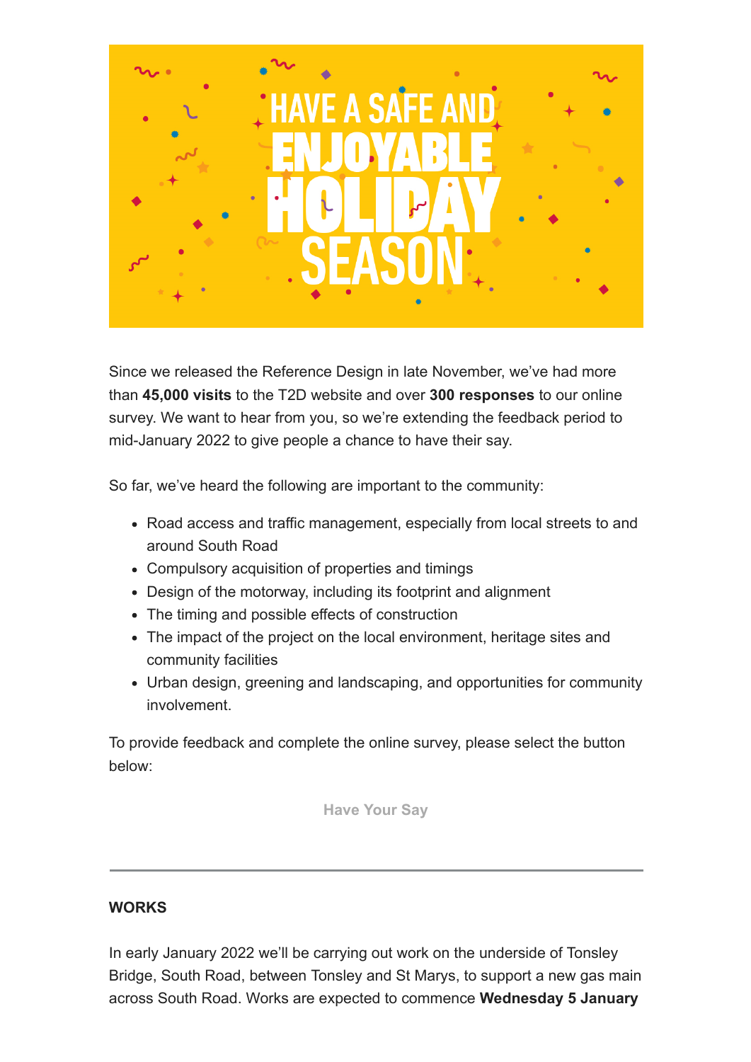HAVE A SAFE AND ENJOYABLE HOLIDAY SEASON

Since we released the Reference Design in late November, we've had more than **45,000 visits** to the T2D website and over **300 responses** to our online survey. We want to hear from you, so we're extending the feedback period to mid-January 2022 to give people a chance to have their say.

So far, we've heard the following are important to the community:

- Road access and traffic management, especially from local streets to and around South Road
- Compulsory acquisition of properties and timings
- Design of the motorway, including its footprint and alignment
- The timing and possible effects of construction
- The impact of the project on the local environment, heritage sites and community facilities
- Urban design, greening and landscaping, and opportunities for community involvement.

To provide feedback and complete the online survey, please select the button below:

Have Your Say

---

**WORKS**

In early January 2022 we'll be carrying out work on the underside of Tonsley Bridge, South Road, between Tonsley and St Marys, to support a new gas main across South Road. Works are expected to commence **Wednesday 5 January**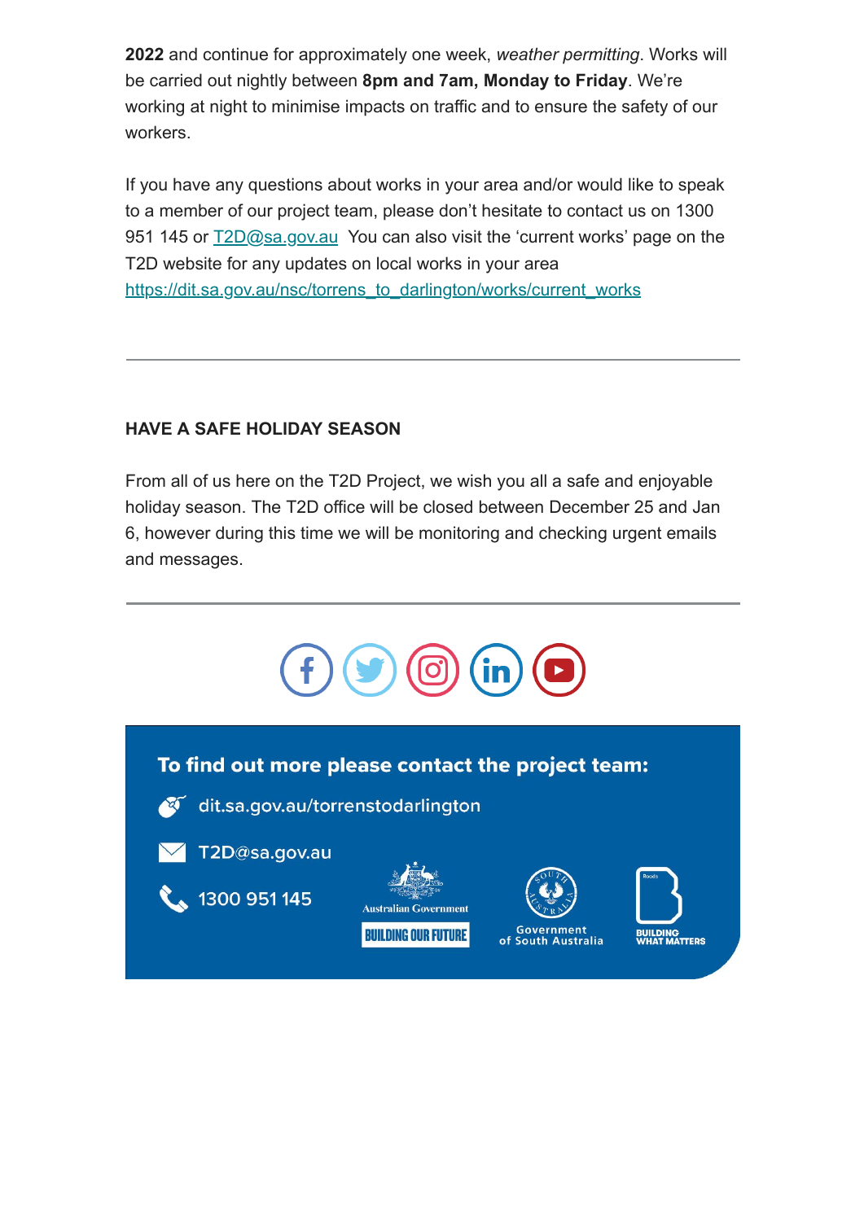**2022** and continue for approximately one week, *weather permitting*. Works will be carried out nightly between **8pm and 7am, Monday to Friday**. We're working at night to minimise impacts on traffic and to ensure the safety of our workers.

If you have any questions about works in your area and/or would like to speak to a member of our project team, please don't hesitate to contact us on 1300 951 145 or T2D@sa.gov.au  You can also visit the 'current works' page on the T2D website for any updates on local works in your area https://dit.sa.gov.au/nsc/torrens_to_darlington/works/current_works

---

**HAVE A SAFE HOLIDAY SEASON**

From all of us here on the T2D Project, we wish you all a safe and enjoyable holiday season. The T2D office will be closed between December 25 and Jan 6, however during this time we will be monitoring and checking urgent emails and messages.

---

**To find out more please contact the project team:**

dit.sa.gov.au/torrenstodarlington

T2D@sa.gov.au

1300 951 145

Australian Government BUILDING OUR FUTURE

Government of South Australia

BUILDING WHAT MATTERS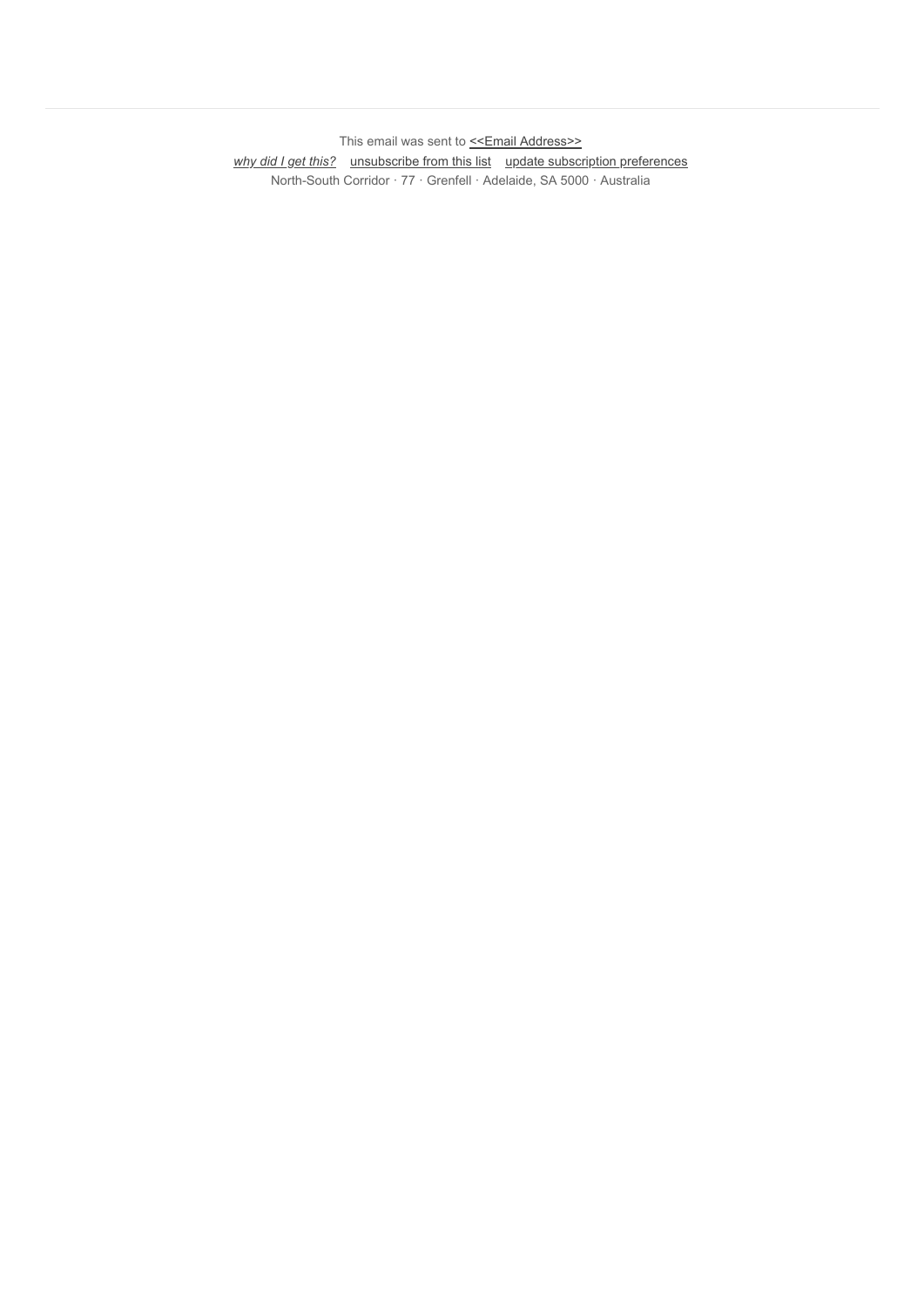---

This email was sent to <<Email Address>>

*why did I get this?* unsubscribe from this list update subscription preferences

North-South Corridor · 77 · Grenfell · Adelaide, SA 5000 · Australia